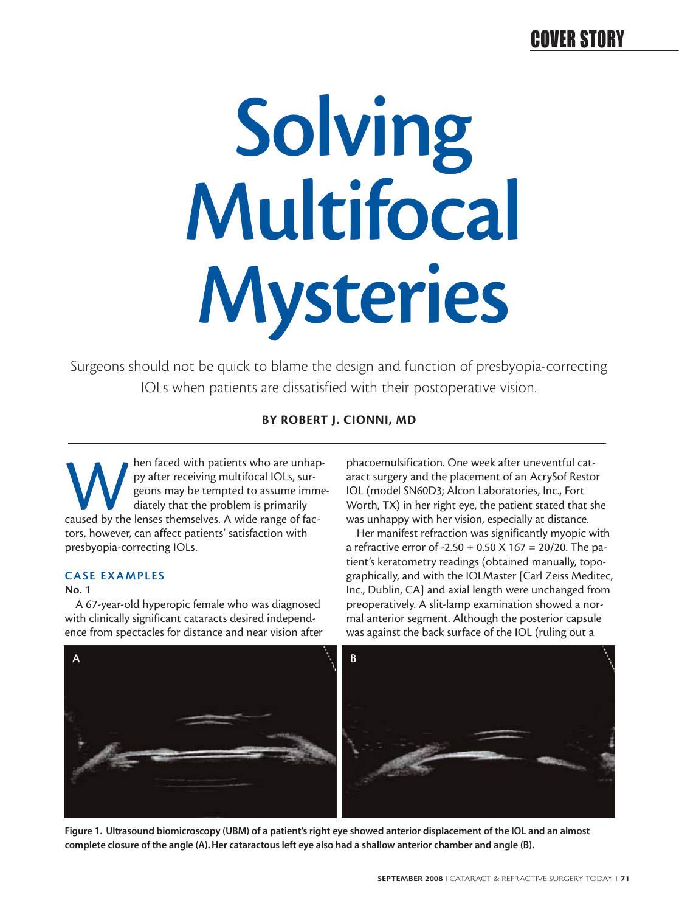# Solving Multifocal Mysteries

Surgeons should not be quick to blame the design and function of presbyopia-correcting IOLs when patients are dissatisfied with their postoperative vision.

**BY ROBERT J. CIONNI, MD**

When faced with patients who are unhappy after receiving multifocal IOLs, surgeons may be tempted to assume immediately that the problem is primarily caused by the lenses themselves. A wide range of factors, however, can affect patients' satisfaction with presbyopia-correcting IOLs.

## CASE EXAMPLES

### No. 1

A 67-year-old hyperopic female who was diagnosed with clinically significant cataracts desired independence from spectacles for distance and near vision after phacoemulsification. One week after uneventful cataract surgery and the placement of an AcrySof Restor IOL (model SN60D3; Alcon Laboratories, Inc., Fort Worth, TX) in her right eye, the patient stated that she was unhappy with her vision, especially at distance.

Her manifest refraction was significantly myopic with a refractive error of -2.50 + 0.50 X 167 = 20/20. The patient's keratometry readings (obtained manually, topographically, and with the IOLMaster [Carl Zeiss Meditec, Inc., Dublin, CA] and axial length were unchanged from preoperatively. A slit-lamp examination showed a normal anterior segment. Although the posterior capsule was against the back surface of the IOL (ruling out a

**Figure 1. Ultrasound biomicroscopy (UBM) of a patient's right eye showed anterior displacement of the IOL and an almost complete closure of the angle (A). Her cataractous left eye also had a shallow anterior chamber and angle (B).**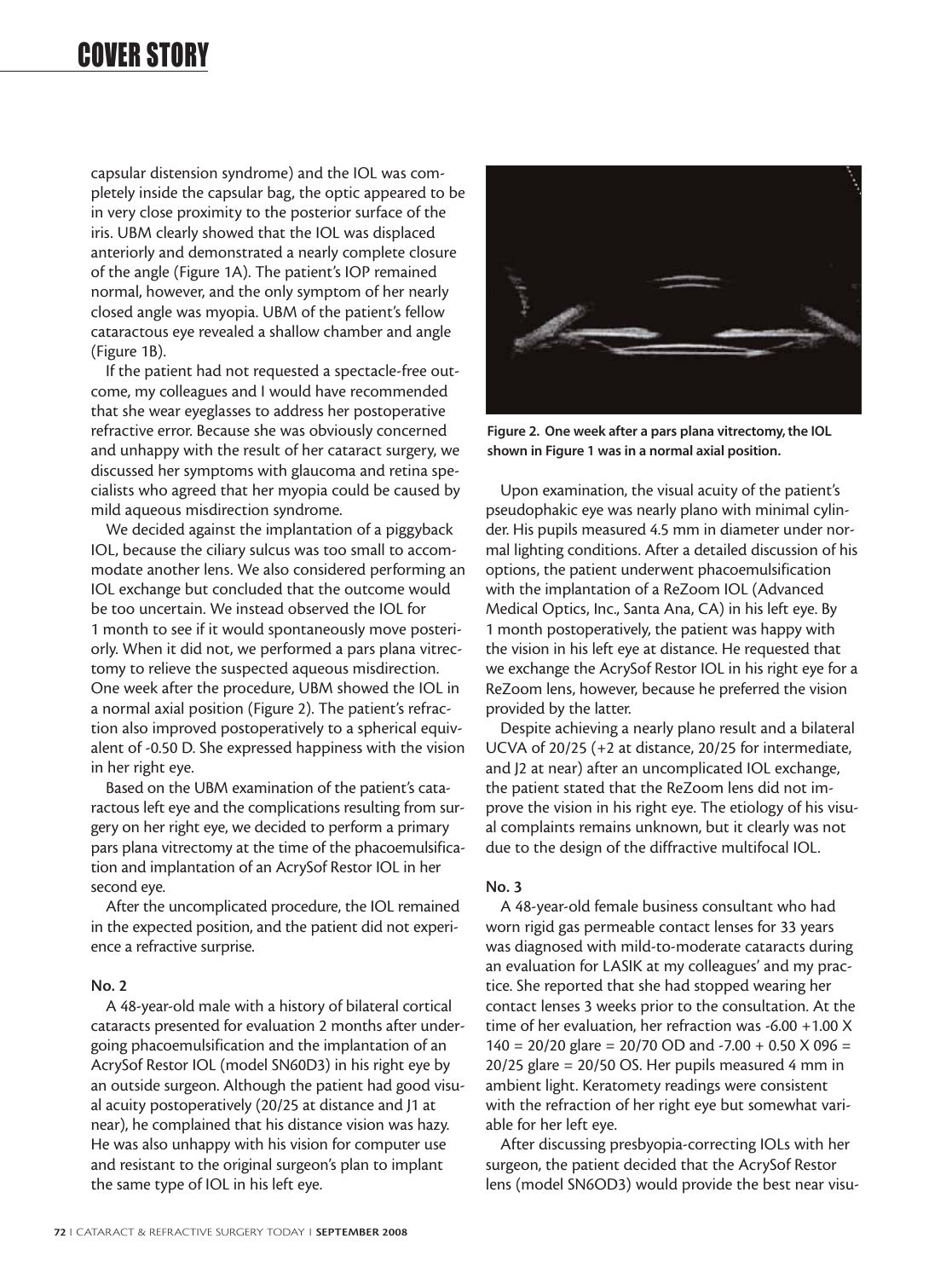capsular distension syndrome) and the IOL was completely inside the capsular bag, the optic appeared to be in very close proximity to the posterior surface of the iris. UBM clearly showed that the IOL was displaced anteriorly and demonstrated a nearly complete closure of the angle (Figure 1A). The patient's IOP remained normal, however, and the only symptom of her nearly closed angle was myopia. UBM of the patient's fellow cataractous eye revealed a shallow chamber and angle (Figure 1B).

If the patient had not requested a spectacle-free outcome, my colleagues and I would have recommended that she wear eyeglasses to address her postoperative refractive error. Because she was obviously concerned and unhappy with the result of her cataract surgery, we discussed her symptoms with glaucoma and retina specialists who agreed that her myopia could be caused by mild aqueous misdirection syndrome.

We decided against the implantation of a piggyback IOL, because the ciliary sulcus was too small to accommodate another lens. We also considered performing an IOL exchange but concluded that the outcome would be too uncertain. We instead observed the IOL for 1 month to see if it would spontaneously move posteriorly. When it did not, we performed a pars plana vitrectomy to relieve the suspected aqueous misdirection. One week after the procedure, UBM showed the IOL in a normal axial position (Figure 2). The patient's refraction also improved postoperatively to a spherical equivalent of -0.50 D. She expressed happiness with the vision in her right eye.

Based on the UBM examination of the patient's cataractous left eye and the complications resulting from surgery on her right eye, we decided to perform a primary pars plana vitrectomy at the time of the phacoemulsification and implantation of an AcrySof Restor IOL in her second eye.

After the uncomplicated procedure, the IOL remained in the expected position, and the patient did not experience a refractive surprise.

**Figure 2. One week after a pars plana vitrectomy, the IOL shown in Figure 1 was in a normal axial position.**

#### No. 2

A 48-year-old male with a history of bilateral cortical cataracts presented for evaluation 2 months after undergoing phacoemulsification and the implantation of an AcrySof Restor IOL (model SN60D3) in his right eye by an outside surgeon. Although the patient had good visual acuity postoperatively (20/25 at distance and J1 at near), he complained that his distance vision was hazy. He was also unhappy with his vision for computer use and resistant to the original surgeon's plan to implant the same type of IOL in his left eye.

Upon examination, the visual acuity of the patient's pseudophakic eye was nearly plano with minimal cylinder. His pupils measured 4.5 mm in diameter under normal lighting conditions. After a detailed discussion of his options, the patient underwent phacoemulsification with the implantation of a ReZoom IOL (Advanced Medical Optics, Inc., Santa Ana, CA) in his left eye. By 1 month postoperatively, the patient was happy with the vision in his left eye at distance. He requested that we exchange the AcrySof Restor IOL in his right eye for a ReZoom lens, however, because he preferred the vision provided by the latter.

Despite achieving a nearly plano result and a bilateral UCVA of 20/25 (+2 at distance, 20/25 for intermediate, and J2 at near) after an uncomplicated IOL exchange, the patient stated that the ReZoom lens did not improve the vision in his right eye. The etiology of his visual complaints remains unknown, but it clearly was not due to the design of the diffractive multifocal IOL.

#### No. 3

A 48-year-old female business consultant who had worn rigid gas permeable contact lenses for 33 years was diagnosed with mild-to-moderate cataracts during an evaluation for LASIK at my colleagues' and my practice. She reported that she had stopped wearing her contact lenses 3 weeks prior to the consultation. At the time of her evaluation, her refraction was -6.00 +1.00 X 140 = 20/20 glare = 20/70 OD and -7.00 + 0.50 X 096 = 20/25 glare = 20/50 OS. Her pupils measured 4 mm in ambient light. Keratometry readings were consistent with the refraction of her right eye but somewhat variable for her left eye.

After discussing presbyopia-correcting IOLs with her surgeon, the patient decided that the AcrySof Restor lens (model SN6OD3) would provide the best near visu-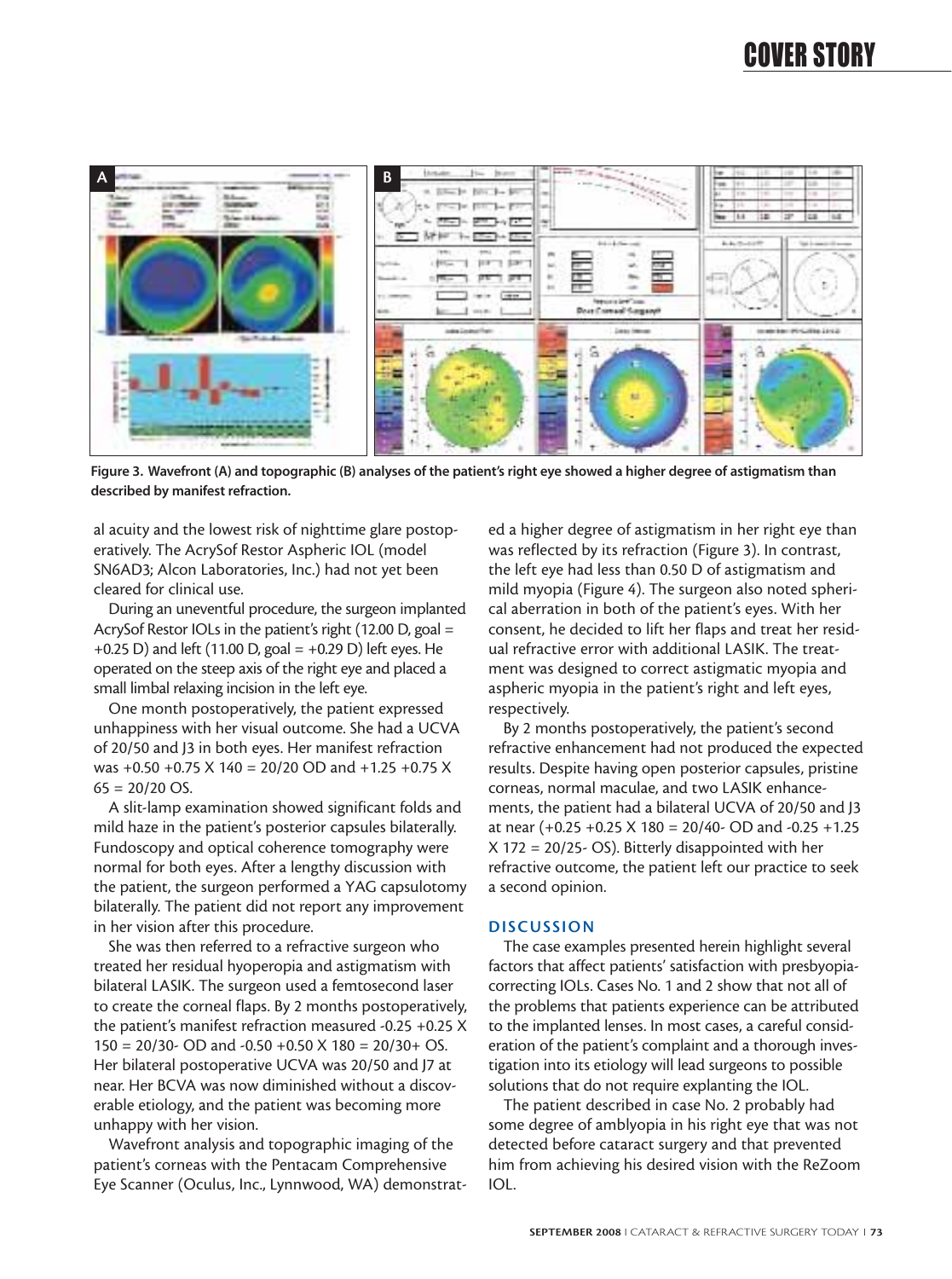**Figure 3. Wavefront (A) and topographic (B) analyses of the patient's right eye showed a higher degree of astigmatism than described by manifest refraction.**

al acuity and the lowest risk of nighttime glare postoperatively. The AcrySof Restor Aspheric IOL (model SN6AD3; Alcon Laboratories, Inc.) had not yet been cleared for clinical use.

During an uneventful procedure, the surgeon implanted AcrySof Restor IOLs in the patient's right (12.00 D, goal = +0.25 D) and left (11.00 D, goal = +0.29 D) left eyes. He operated on the steep axis of the right eye and placed a small limbal relaxing incision in the left eye.

One month postoperatively, the patient expressed unhappiness with her visual outcome. She had a UCVA of 20/50 and J3 in both eyes. Her manifest refraction was +0.50 +0.75 X 140 = 20/20 OD and +1.25 +0.75 X 65 = 20/20 OS.

A slit-lamp examination showed significant folds and mild haze in the patient's posterior capsules bilaterally. Fundoscopy and optical coherence tomography were normal for both eyes. After a lengthy discussion with the patient, the surgeon performed a YAG capsulotomy bilaterally. The patient did not report any improvement in her vision after this procedure.

She was then referred to a refractive surgeon who treated her residual hyperopia and astigmatism with bilateral LASIK. The surgeon used a femtosecond laser to create the corneal flaps. By 2 months postoperatively, the patient's manifest refraction measured -0.25 +0.25 X 150 = 20/30- OD and -0.50 +0.50 X 180 = 20/30+ OS. Her bilateral postoperative UCVA was 20/50 and J7 at near. Her BCVA was now diminished without a discoverable etiology, and the patient was becoming more unhappy with her vision.

Wavefront analysis and topographic imaging of the patient's corneas with the Pentacam Comprehensive Eye Scanner (Oculus, Inc., Lynnwood, WA) demonstrated a higher degree of astigmatism in her right eye than was reflected by its refraction (Figure 3). In contrast, the left eye had less than 0.50 D of astigmatism and mild myopia (Figure 4). The surgeon also noted spherical aberration in both of the patient's eyes. With her consent, he decided to lift her flaps and treat her residual refractive error with additional LASIK. The treatment was designed to correct astigmatic myopia and aspheric myopia in the patient's right and left eyes, respectively.

By 2 months postoperatively, the patient's second refractive enhancement had not produced the expected results. Despite having open posterior capsules, pristine corneas, normal maculae, and two LASIK enhancements, the patient had a bilateral UCVA of 20/50 and J3 at near (+0.25 +0.25 X 180 = 20/40- OD and -0.25 +1.25 X 172 = 20/25- OS). Bitterly disappointed with her refractive outcome, the patient left our practice to seek a second opinion.

## DISCUSSION

The case examples presented herein highlight several factors that affect patients' satisfaction with presbyopia-correcting IOLs. Cases No. 1 and 2 show that not all of the problems that patients experience can be attributed to the implanted lenses. In most cases, a careful consideration of the patient's complaint and a thorough investigation into its etiology will lead surgeons to possible solutions that do not require explanting the IOL.

The patient described in case No. 2 probably had some degree of amblyopia in his right eye that was not detected before cataract surgery and that prevented him from achieving his desired vision with the ReZoom IOL.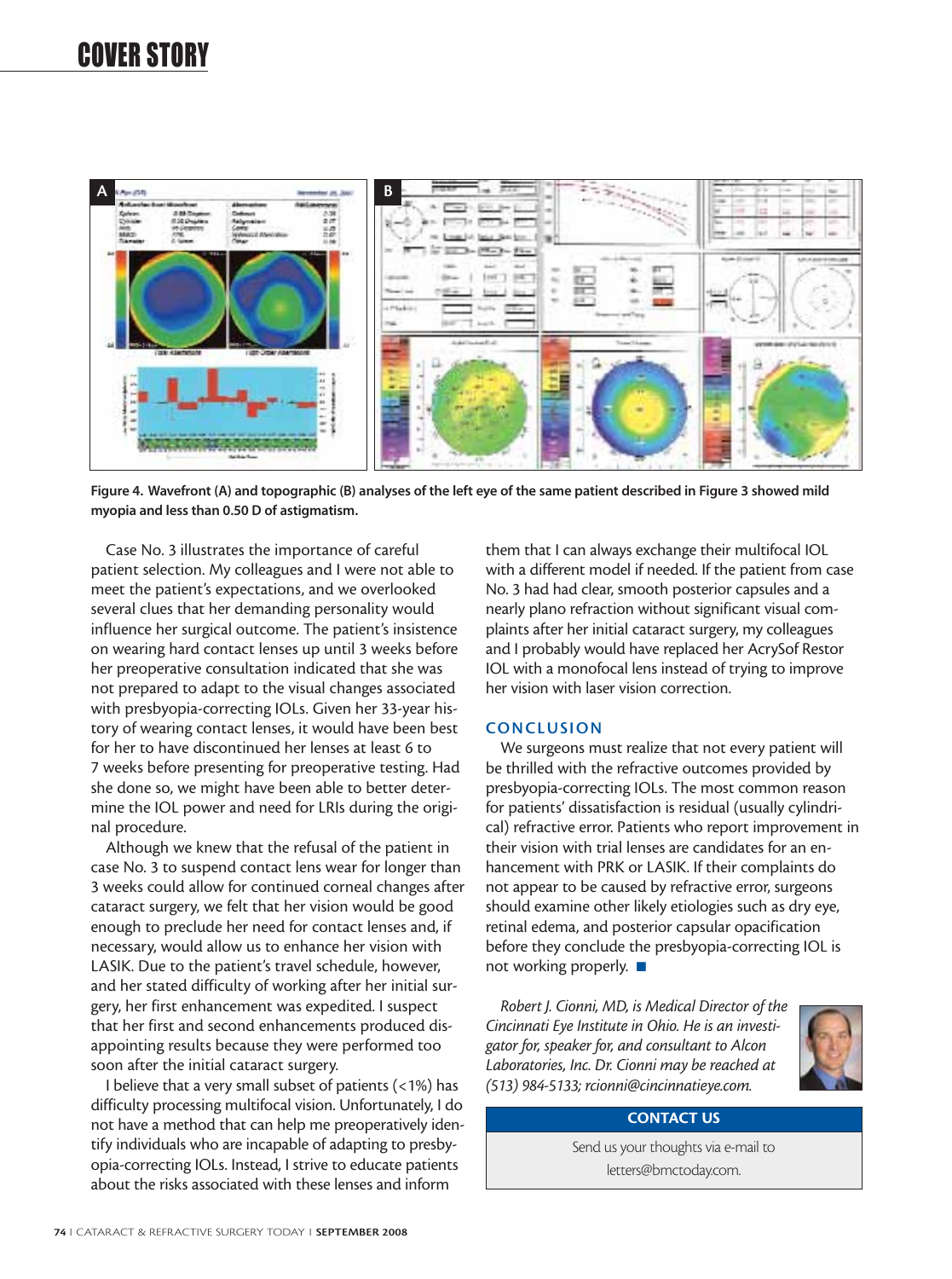Figure 4. Wavefront (A) and topographic (B) analyses of the left eye of the same patient described in Figure 3 showed mild myopia and less than 0.50 D of astigmatism.

Case No. 3 illustrates the importance of careful patient selection. My colleagues and I were not able to meet the patient's expectations, and we overlooked several clues that her demanding personality would influence her surgical outcome. The patient's insistence on wearing hard contact lenses up until 3 weeks before her preoperative consultation indicated that she was not prepared to adapt to the visual changes associated with presbyopia-correcting IOLs. Given her 33-year history of wearing contact lenses, it would have been best for her to have discontinued her lenses at least 6 to 7 weeks before presenting for preoperative testing. Had she done so, we might have been able to better determine the IOL power and need for LRIs during the original procedure.

Although we knew that the refusal of the patient in case No. 3 to suspend contact lens wear for longer than 3 weeks could allow for continued corneal changes after cataract surgery, we felt that her vision would be good enough to preclude her need for contact lenses and, if necessary, would allow us to enhance her vision with LASIK. Due to the patient's travel schedule, however, and her stated difficulty of working after her initial surgery, her first enhancement was expedited. I suspect that her first and second enhancements produced disappointing results because they were performed too soon after the initial cataract surgery.

I believe that a very small subset of patients (<1%) has difficulty processing multifocal vision. Unfortunately, I do not have a method that can help me preoperatively identify individuals who are incapable of adapting to presbyopia-correcting IOLs. Instead, I strive to educate patients about the risks associated with these lenses and inform them that I can always exchange their multifocal IOL with a different model if needed. If the patient from case No. 3 had had clear, smooth posterior capsules and a nearly plano refraction without significant visual complaints after her initial cataract surgery, my colleagues and I probably would have replaced her AcrySof Restor IOL with a monofocal lens instead of trying to improve her vision with laser vision correction.

## CONCLUSION

We surgeons must realize that not every patient will be thrilled with the refractive outcomes provided by presbyopia-correcting IOLs. The most common reason for patients' dissatisfaction is residual (usually cylindrical) refractive error. Patients who report improvement in their vision with trial lenses are candidates for an enhancement with PRK or LASIK. If their complaints do not appear to be caused by refractive error, surgeons should examine other likely etiologies such as dry eye, retinal edema, and posterior capsular opacification before they conclude the presbyopia-correcting IOL is not working properly. ■

*Robert J. Cionni, MD, is Medical Director of the Cincinnati Eye Institute in Ohio. He is an investigator for, speaker for, and consultant to Alcon Laboratories, Inc. Dr. Cionni may be reached at (513) 984-5133; rcionni@cincinnatieye.com.*

**CONTACT US**

Send us your thoughts via e-mail to letters@bmctoday.com.